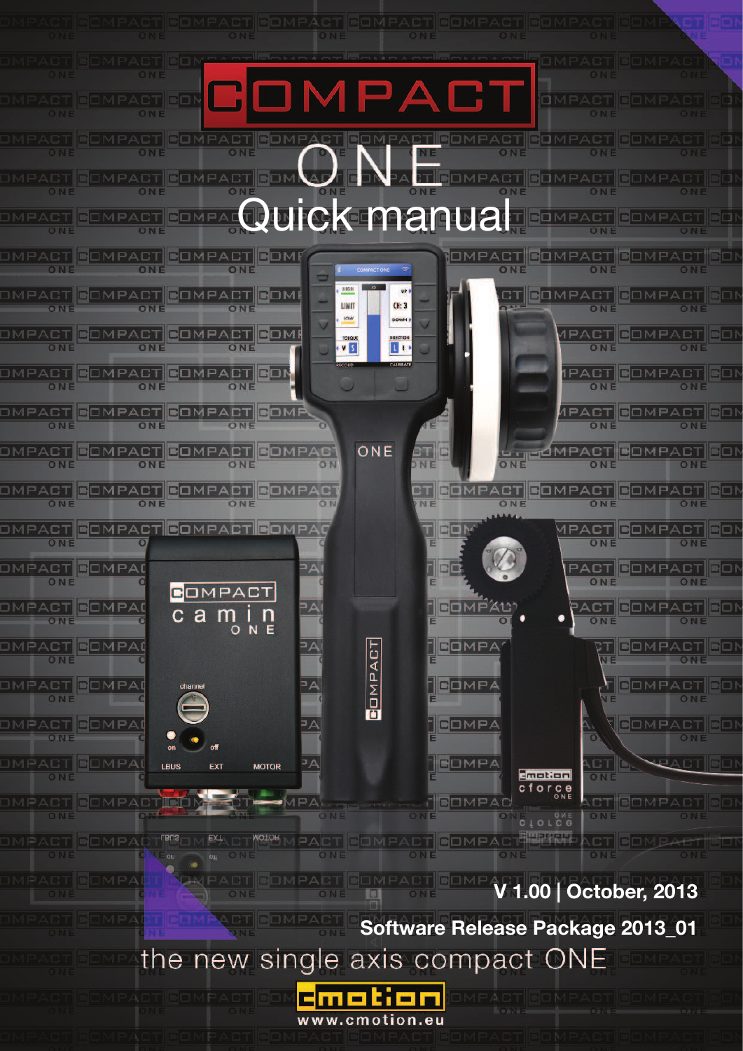# COMPACT ONE

## Quick manual

**V 1.00 | October, 2013**

**Software Release Package 2013_01**

the new single axis compact ONE

cmotion

www.cmotion.eu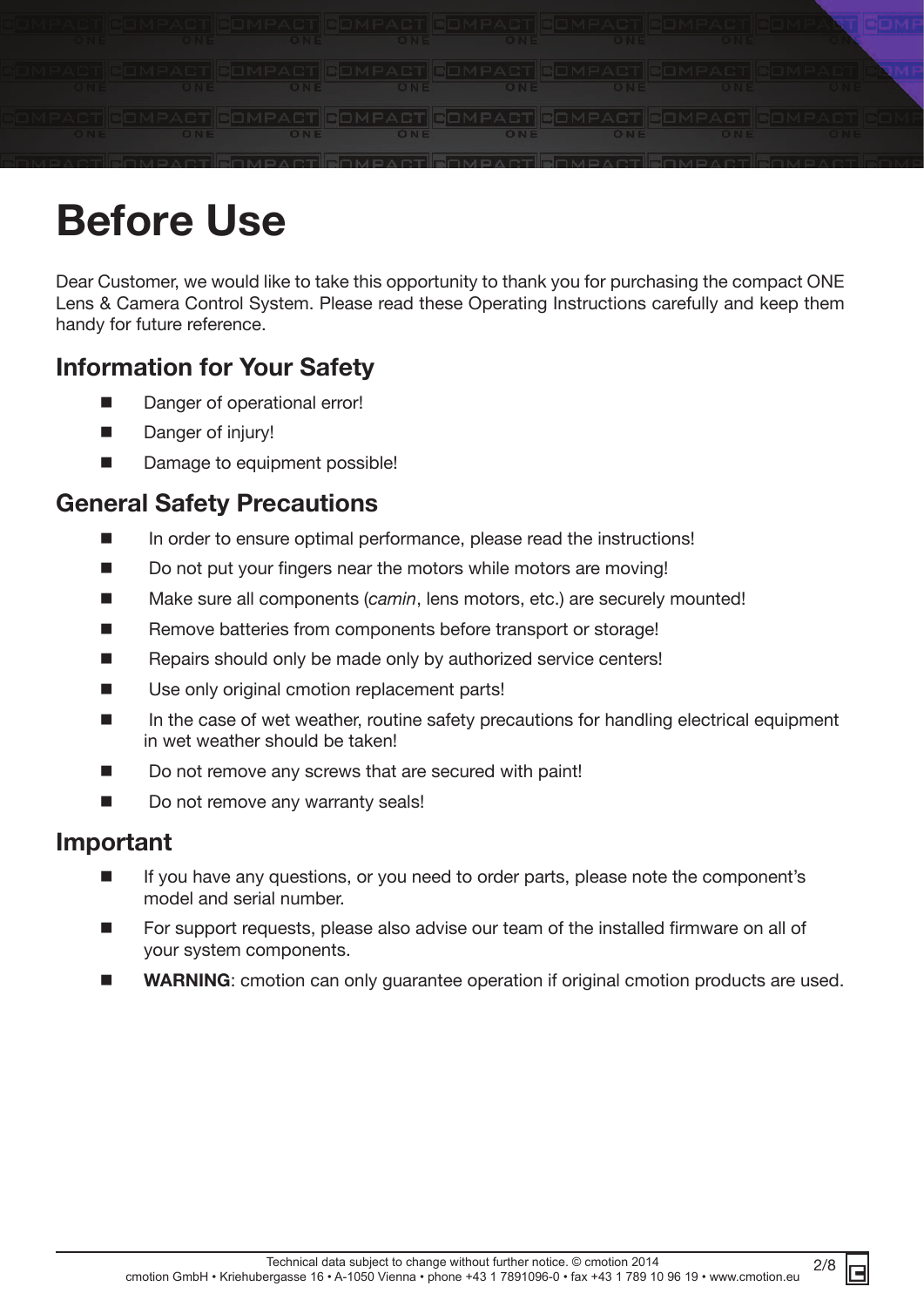# Before Use

Dear Customer, we would like to take this opportunity to thank you for purchasing the compact ONE Lens & Camera Control System. Please read these Operating Instructions carefully and keep them handy for future reference.

## Information for Your Safety

- Danger of operational error!
- Danger of injury!
- Damage to equipment possible!

## General Safety Precautions

- In order to ensure optimal performance, please read the instructions!
- Do not put your fingers near the motors while motors are moving!
- Make sure all components (*camin*, lens motors, etc.) are securely mounted!
- Remove batteries from components before transport or storage!
- Repairs should only be made only by authorized service centers!
- Use only original cmotion replacement parts!
- In the case of wet weather, routine safety precautions for handling electrical equipment in wet weather should be taken!
- Do not remove any screws that are secured with paint!
- Do not remove any warranty seals!

## Important

- If you have any questions, or you need to order parts, please note the component's model and serial number.
- For support requests, please also advise our team of the installed firmware on all of your system components.
- **WARNING**: cmotion can only guarantee operation if original cmotion products are used.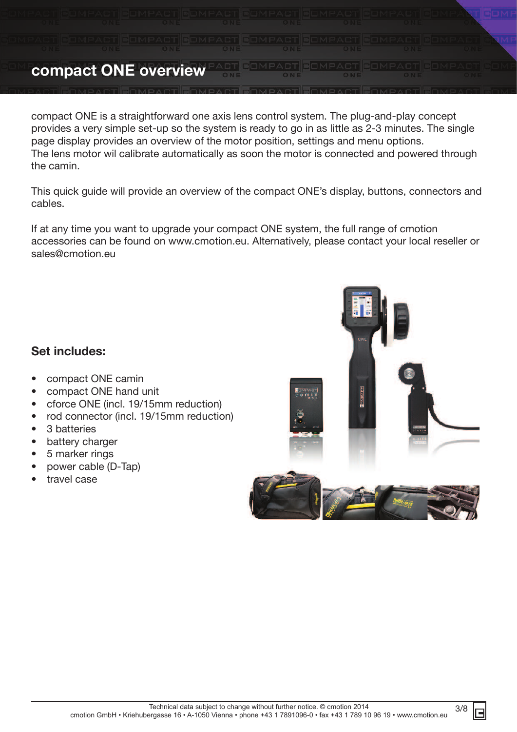# compact ONE overview

compact ONE is a straightforward one axis lens control system. The plug-and-play concept provides a very simple set-up so the system is ready to go in as little as 2-3 minutes. The single page display provides an overview of the motor position, settings and menu options.
The lens motor wil calibrate automatically as soon the motor is connected and powered through the camin.

This quick guide will provide an overview of the compact ONE's display, buttons, connectors and cables.

If at any time you want to upgrade your compact ONE system, the full range of cmotion accessories can be found on www.cmotion.eu. Alternatively, please contact your local reseller or sales@cmotion.eu

## Set includes:

- compact ONE camin
- compact ONE hand unit
- cforce ONE (incl. 19/15mm reduction)
- rod connector (incl. 19/15mm reduction)
- 3 batteries
- battery charger
- 5 marker rings
- power cable (D-Tap)
- travel case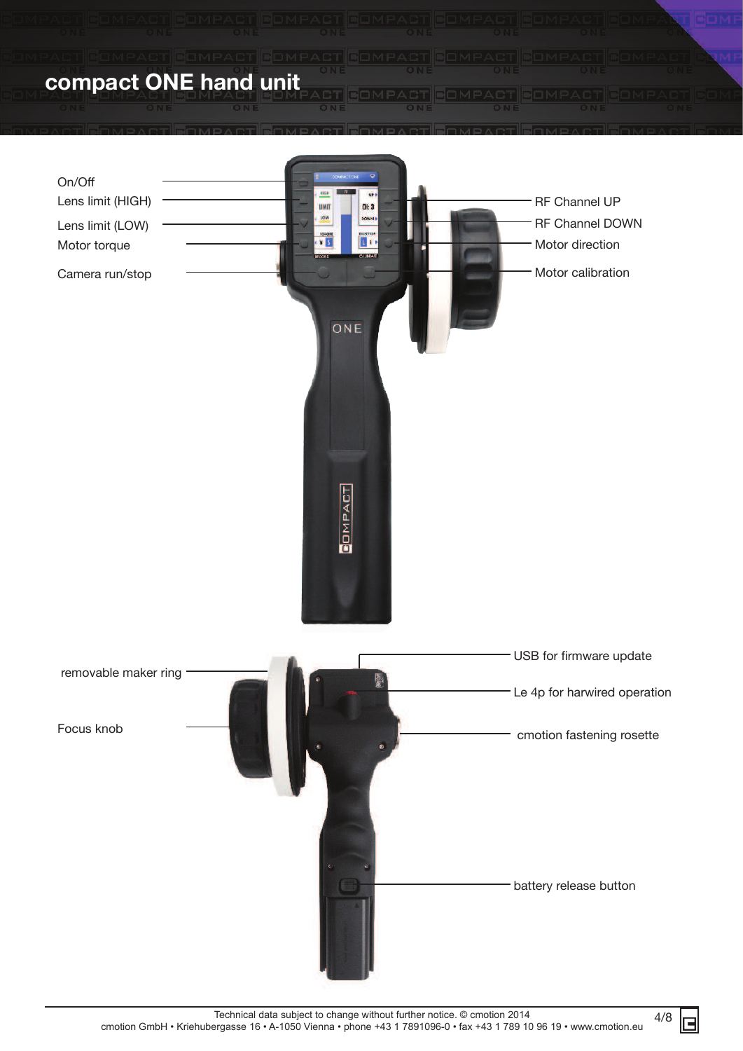# compact ONE hand unit

On/Off

Lens limit (HIGH)

Lens limit (LOW)

Motor torque

Camera run/stop

RF Channel UP

RF Channel DOWN

Motor direction

Motor calibration

removable maker ring

Focus knob

USB for firmware update

Le 4p for harwired operation

cmotion fastening rosette

battery release button

Technical data subject to change without further notice. © cmotion 2014
cmotion GmbH • Kriehubergasse 16 • A-1050 Vienna • phone +43 1 7891096-0 • fax +43 1 789 10 96 19 • www.cmotion.eu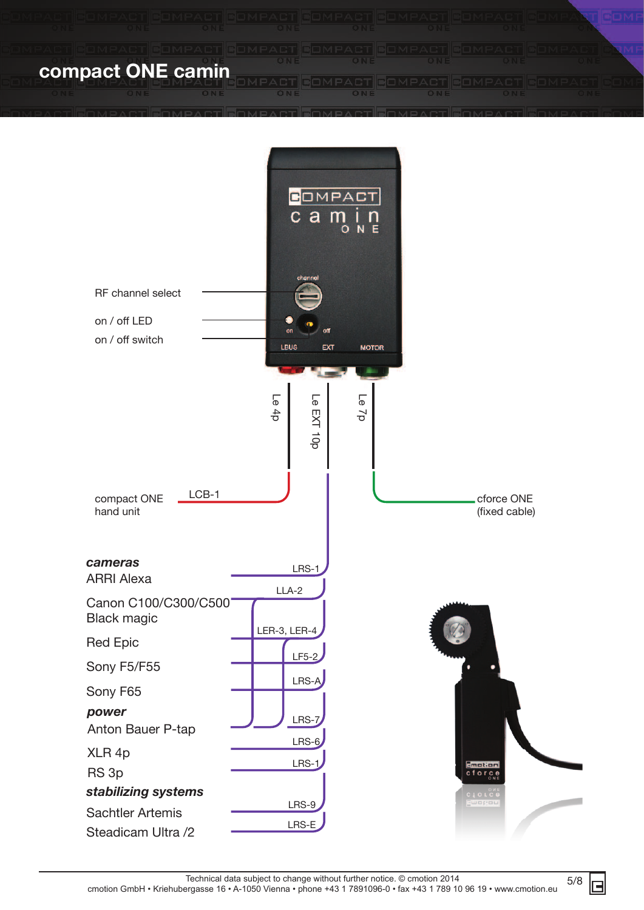# compact ONE camin

RF channel select

on / off LED

on / off switch

LBUS — Le 4p

EXT — Le EXT 10p

MOTOR — Le 7p

compact ONE hand unit — LCB-1

cforce ONE (fixed cable)

***cameras***

ARRI Alexa — LRS-1

Canon C100/C300/C500 — LLA-2

Black magic — LER-3, LER-4

Red Epic — LF5-2

Sony F5/F55 — LRS-A

Sony F65

***power***

Anton Bauer P-tap — LRS-7

XLR 4p — LRS-6

RS 3p — LRS-1

***stabilizing systems***

Sachtler Artemis — LRS-9

Steadicam Ultra /2 — LRS-E

Technical data subject to change without further notice. © cmotion 2014
cmotion GmbH • Kriehubergasse 16 • A-1050 Vienna • phone +43 1 7891096-0 • fax +43 1 789 10 96 19 • www.cmotion.eu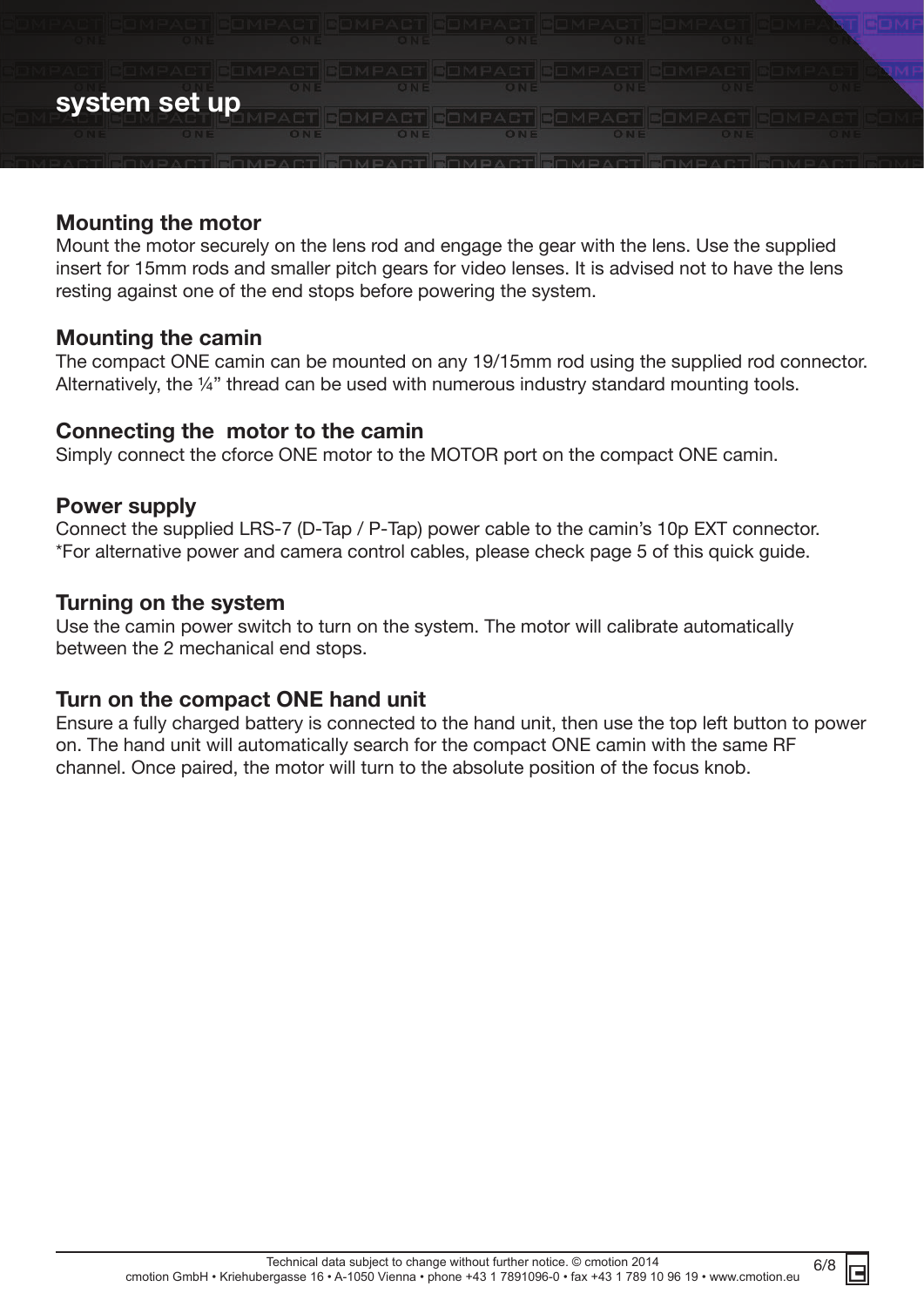# system set up

## Mounting the motor

Mount the motor securely on the lens rod and engage the gear with the lens. Use the supplied insert for 15mm rods and smaller pitch gears for video lenses. It is advised not to have the lens resting against one of the end stops before powering the system.

## Mounting the camin

The compact ONE camin can be mounted on any 19/15mm rod using the supplied rod connector. Alternatively, the ¼” thread can be used with numerous industry standard mounting tools.

## Connecting the motor to the camin

Simply connect the cforce ONE motor to the MOTOR port on the compact ONE camin.

## Power supply

Connect the supplied LRS-7 (D-Tap / P-Tap) power cable to the camin’s 10p EXT connector.
*For alternative power and camera control cables, please check page 5 of this quick guide.

## Turning on the system

Use the camin power switch to turn on the system. The motor will calibrate automatically between the 2 mechanical end stops.

## Turn on the compact ONE hand unit

Ensure a fully charged battery is connected to the hand unit, then use the top left button to power on. The hand unit will automatically search for the compact ONE camin with the same RF channel. Once paired, the motor will turn to the absolute position of the focus knob.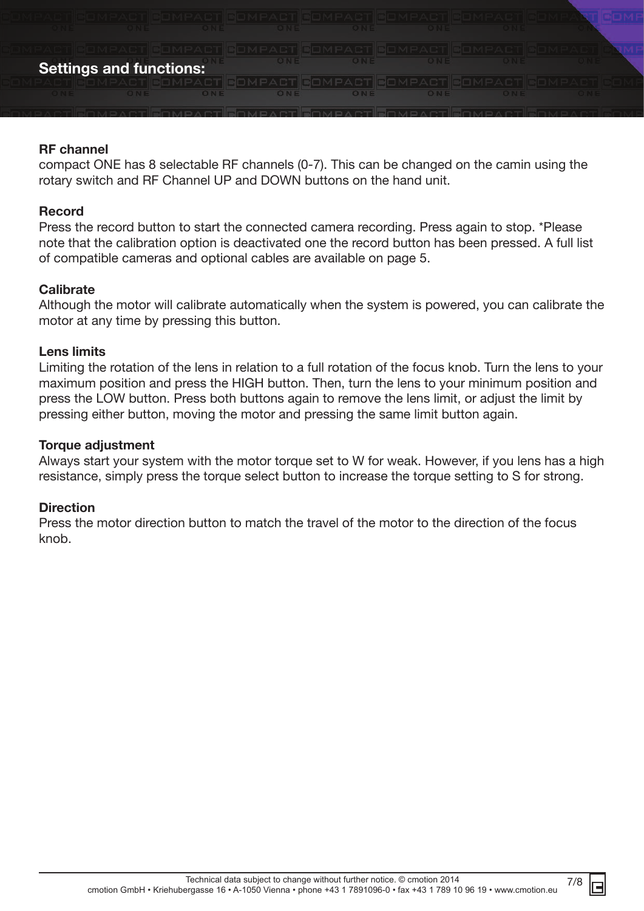## Settings and functions:

**RF channel**
compact ONE has 8 selectable RF channels (0-7). This can be changed on the camin using the rotary switch and RF Channel UP and DOWN buttons on the hand unit.

**Record**
Press the record button to start the connected camera recording. Press again to stop. *Please note that the calibration option is deactivated one the record button has been pressed. A full list of compatible cameras and optional cables are available on page 5.

**Calibrate**
Although the motor will calibrate automatically when the system is powered, you can calibrate the motor at any time by pressing this button.

**Lens limits**
Limiting the rotation of the lens in relation to a full rotation of the focus knob. Turn the lens to your maximum position and press the HIGH button. Then, turn the lens to your minimum position and press the LOW button. Press both buttons again to remove the lens limit, or adjust the limit by pressing either button, moving the motor and pressing the same limit button again.

**Torque adjustment**
Always start your system with the motor torque set to W for weak. However, if you lens has a high resistance, simply press the torque select button to increase the torque setting to S for strong.

**Direction**
Press the motor direction button to match the travel of the motor to the direction of the focus knob.

Technical data subject to change without further notice. © cmotion 2014
cmotion GmbH • Kriehubergasse 16 • A-1050 Vienna • phone +43 1 7891096-0 • fax +43 1 789 10 96 19 • www.cmotion.eu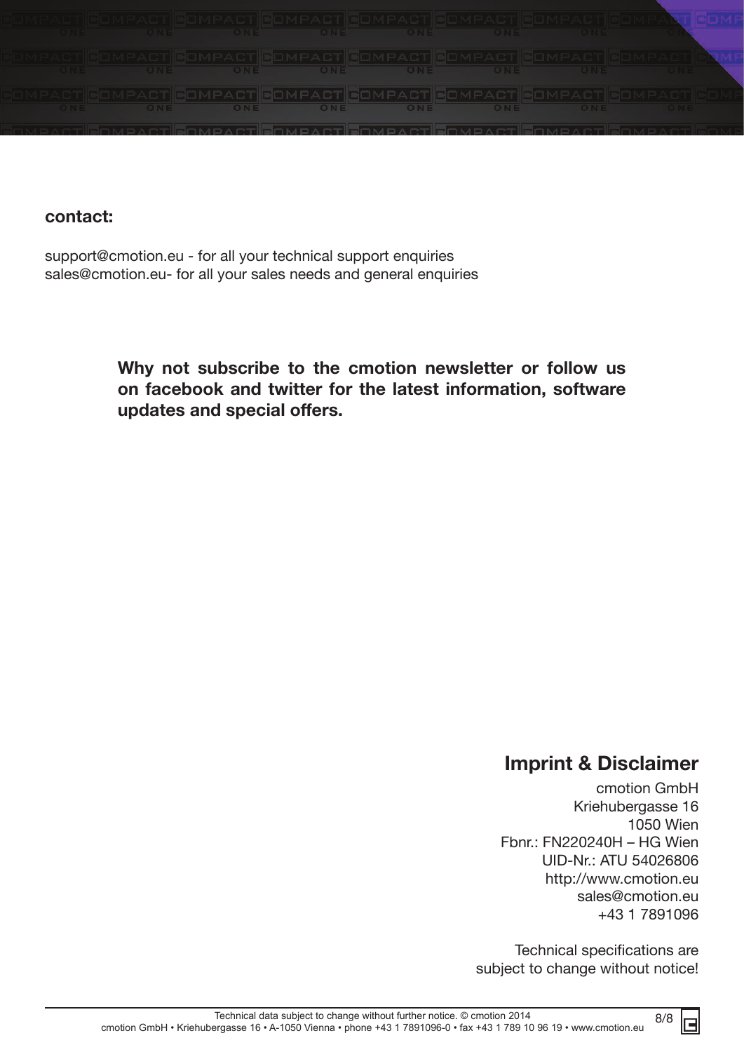**contact:**

support@cmotion.eu - for all your technical support enquiries
sales@cmotion.eu- for all your sales needs and general enquiries

**Why not subscribe to the cmotion newsletter or follow us on facebook and twitter for the latest information, software updates and special offers.**

## Imprint & Disclaimer

cmotion GmbH
Kriehubergasse 16
1050 Wien
Fbnr.: FN220240H – HG Wien
UID-Nr.: ATU 54026806
http://www.cmotion.eu
sales@cmotion.eu
+43 1 7891096

Technical specifications are subject to change without notice!